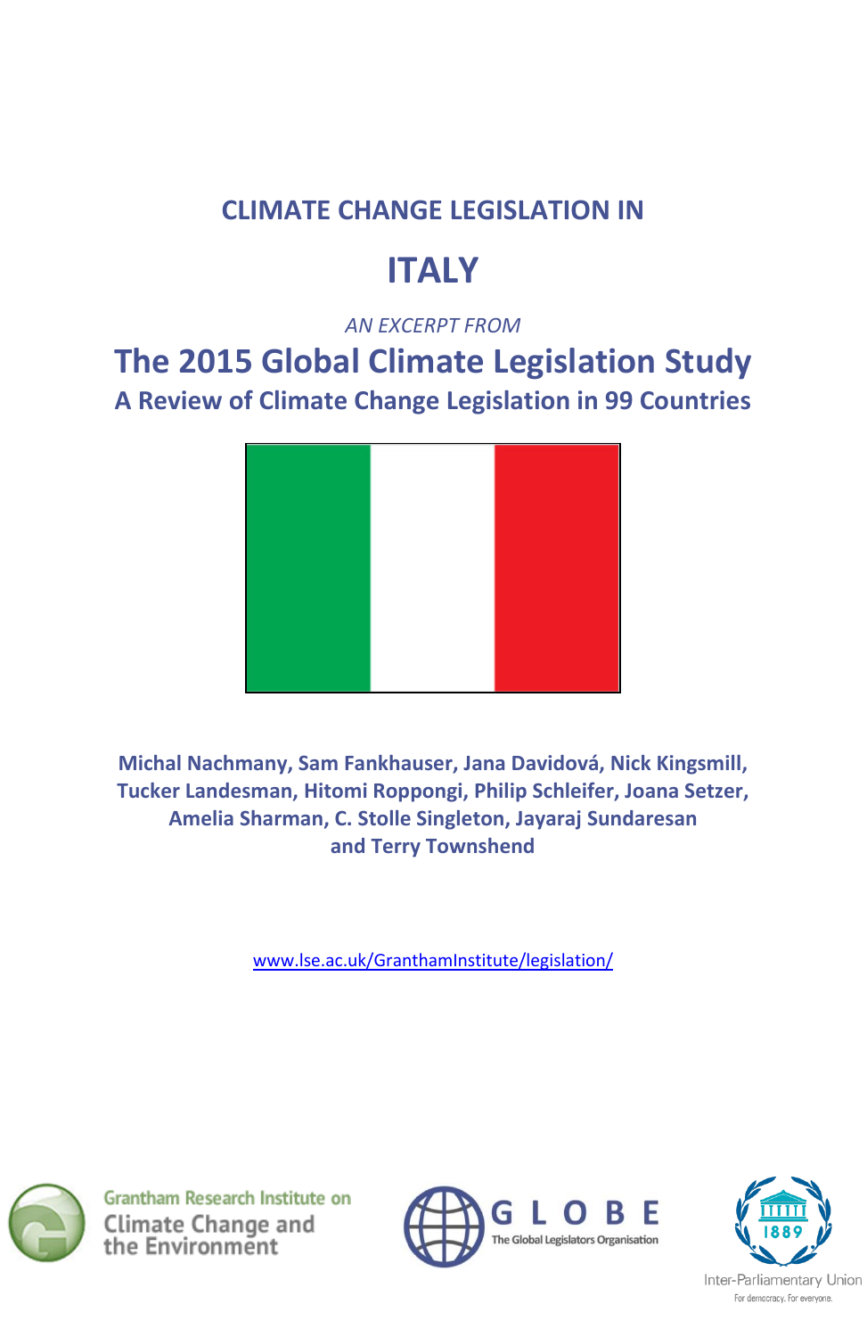# CLIMATE CHANGE LEGISLATION IN

# ITALY

*AN EXCERPT FROM*

## The 2015 Global Climate Legislation Study

### A Review of Climate Change Legislation in 99 Countries

**Michal Nachmany, Sam Fankhauser, Jana Davidová, Nick Kingsmill, Tucker Landesman, Hitomi Roppongi, Philip Schleifer, Joana Setzer, Amelia Sharman, C. Stolle Singleton, Jayaraj Sundaresan and Terry Townshend**

www.lse.ac.uk/GranthamInstitute/legislation/

Grantham Research Institute on Climate Change and the Environment

GLOBE The Global Legislators Organisation

1889 Inter-Parliamentary Union For democracy. For everyone.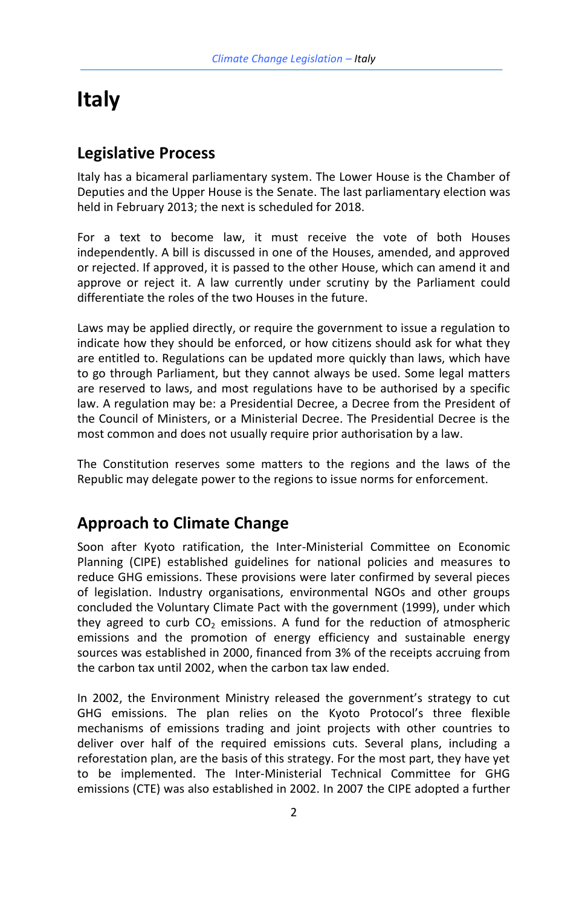# Italy

## Legislative Process

Italy has a bicameral parliamentary system. The Lower House is the Chamber of Deputies and the Upper House is the Senate. The last parliamentary election was held in February 2013; the next is scheduled for 2018.

For a text to become law, it must receive the vote of both Houses independently. A bill is discussed in one of the Houses, amended, and approved or rejected. If approved, it is passed to the other House, which can amend it and approve or reject it. A law currently under scrutiny by the Parliament could differentiate the roles of the two Houses in the future.

Laws may be applied directly, or require the government to issue a regulation to indicate how they should be enforced, or how citizens should ask for what they are entitled to. Regulations can be updated more quickly than laws, which have to go through Parliament, but they cannot always be used. Some legal matters are reserved to laws, and most regulations have to be authorised by a specific law. A regulation may be: a Presidential Decree, a Decree from the President of the Council of Ministers, or a Ministerial Decree. The Presidential Decree is the most common and does not usually require prior authorisation by a law.

The Constitution reserves some matters to the regions and the laws of the Republic may delegate power to the regions to issue norms for enforcement.

## Approach to Climate Change

Soon after Kyoto ratification, the Inter-Ministerial Committee on Economic Planning (CIPE) established guidelines for national policies and measures to reduce GHG emissions. These provisions were later confirmed by several pieces of legislation. Industry organisations, environmental NGOs and other groups concluded the Voluntary Climate Pact with the government (1999), under which they agreed to curb $CO_2$ emissions. A fund for the reduction of atmospheric emissions and the promotion of energy efficiency and sustainable energy sources was established in 2000, financed from 3% of the receipts accruing from the carbon tax until 2002, when the carbon tax law ended.

In 2002, the Environment Ministry released the government's strategy to cut GHG emissions. The plan relies on the Kyoto Protocol's three flexible mechanisms of emissions trading and joint projects with other countries to deliver over half of the required emissions cuts. Several plans, including a reforestation plan, are the basis of this strategy. For the most part, they have yet to be implemented. The Inter-Ministerial Technical Committee for GHG emissions (CTE) was also established in 2002. In 2007 the CIPE adopted a further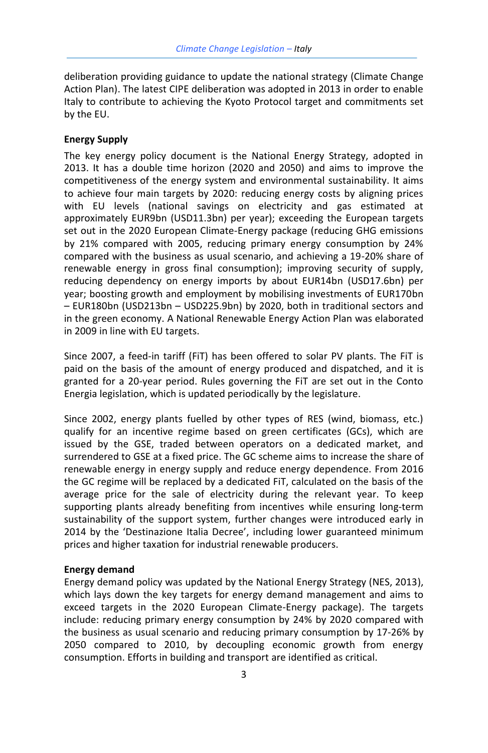deliberation providing guidance to update the national strategy (Climate Change Action Plan). The latest CIPE deliberation was adopted in 2013 in order to enable Italy to contribute to achieving the Kyoto Protocol target and commitments set by the EU.

**Energy Supply**

The key energy policy document is the National Energy Strategy, adopted in 2013. It has a double time horizon (2020 and 2050) and aims to improve the competitiveness of the energy system and environmental sustainability. It aims to achieve four main targets by 2020: reducing energy costs by aligning prices with EU levels (national savings on electricity and gas estimated at approximately EUR9bn (USD11.3bn) per year); exceeding the European targets set out in the 2020 European Climate-Energy package (reducing GHG emissions by 21% compared with 2005, reducing primary energy consumption by 24% compared with the business as usual scenario, and achieving a 19-20% share of renewable energy in gross final consumption); improving security of supply, reducing dependency on energy imports by about EUR14bn (USD17.6bn) per year; boosting growth and employment by mobilising investments of EUR170bn – EUR180bn (USD213bn – USD225.9bn) by 2020, both in traditional sectors and in the green economy. A National Renewable Energy Action Plan was elaborated in 2009 in line with EU targets.

Since 2007, a feed-in tariff (FiT) has been offered to solar PV plants. The FiT is paid on the basis of the amount of energy produced and dispatched, and it is granted for a 20-year period. Rules governing the FiT are set out in the Conto Energia legislation, which is updated periodically by the legislature.

Since 2002, energy plants fuelled by other types of RES (wind, biomass, etc.) qualify for an incentive regime based on green certificates (GCs), which are issued by the GSE, traded between operators on a dedicated market, and surrendered to GSE at a fixed price. The GC scheme aims to increase the share of renewable energy in energy supply and reduce energy dependence. From 2016 the GC regime will be replaced by a dedicated FiT, calculated on the basis of the average price for the sale of electricity during the relevant year. To keep supporting plants already benefiting from incentives while ensuring long-term sustainability of the support system, further changes were introduced early in 2014 by the 'Destinazione Italia Decree', including lower guaranteed minimum prices and higher taxation for industrial renewable producers.

**Energy demand**

Energy demand policy was updated by the National Energy Strategy (NES, 2013), which lays down the key targets for energy demand management and aims to exceed targets in the 2020 European Climate-Energy package). The targets include: reducing primary energy consumption by 24% by 2020 compared with the business as usual scenario and reducing primary consumption by 17-26% by 2050 compared to 2010, by decoupling economic growth from energy consumption. Efforts in building and transport are identified as critical.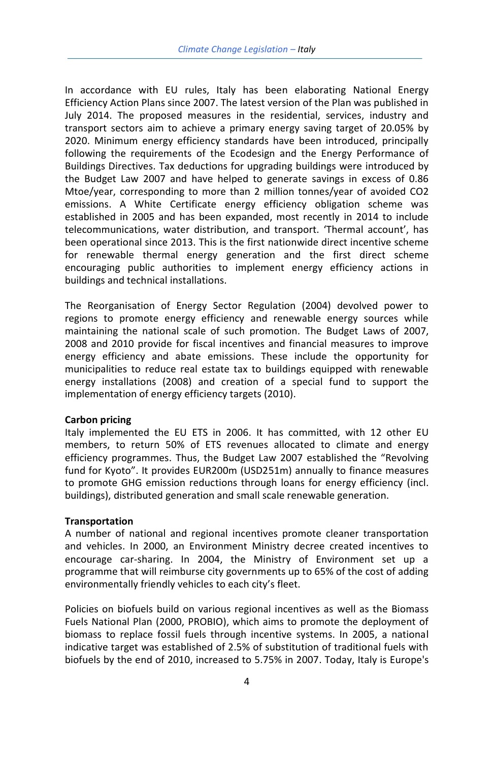In accordance with EU rules, Italy has been elaborating National Energy Efficiency Action Plans since 2007. The latest version of the Plan was published in July 2014. The proposed measures in the residential, services, industry and transport sectors aim to achieve a primary energy saving target of 20.05% by 2020. Minimum energy efficiency standards have been introduced, principally following the requirements of the Ecodesign and the Energy Performance of Buildings Directives. Tax deductions for upgrading buildings were introduced by the Budget Law 2007 and have helped to generate savings in excess of 0.86 Mtoe/year, corresponding to more than 2 million tonnes/year of avoided $CO_2$ emissions. A White Certificate energy efficiency obligation scheme was established in 2005 and has been expanded, most recently in 2014 to include telecommunications, water distribution, and transport. 'Thermal account', has been operational since 2013. This is the first nationwide direct incentive scheme for renewable thermal energy generation and the first direct scheme encouraging public authorities to implement energy efficiency actions in buildings and technical installations.

The Reorganisation of Energy Sector Regulation (2004) devolved power to regions to promote energy efficiency and renewable energy sources while maintaining the national scale of such promotion. The Budget Laws of 2007, 2008 and 2010 provide for fiscal incentives and financial measures to improve energy efficiency and abate emissions. These include the opportunity for municipalities to reduce real estate tax to buildings equipped with renewable energy installations (2008) and creation of a special fund to support the implementation of energy efficiency targets (2010).

**Carbon pricing**

Italy implemented the EU ETS in 2006. It has committed, with 12 other EU members, to return 50% of ETS revenues allocated to climate and energy efficiency programmes. Thus, the Budget Law 2007 established the "Revolving fund for Kyoto". It provides EUR200m (USD251m) annually to finance measures to promote GHG emission reductions through loans for energy efficiency (incl. buildings), distributed generation and small scale renewable generation.

**Transportation**

A number of national and regional incentives promote cleaner transportation and vehicles. In 2000, an Environment Ministry decree created incentives to encourage car-sharing. In 2004, the Ministry of Environment set up a programme that will reimburse city governments up to 65% of the cost of adding environmentally friendly vehicles to each city's fleet.

Policies on biofuels build on various regional incentives as well as the Biomass Fuels National Plan (2000, PROBIO), which aims to promote the deployment of biomass to replace fossil fuels through incentive systems. In 2005, a national indicative target was established of 2.5% of substitution of traditional fuels with biofuels by the end of 2010, increased to 5.75% in 2007. Today, Italy is Europe's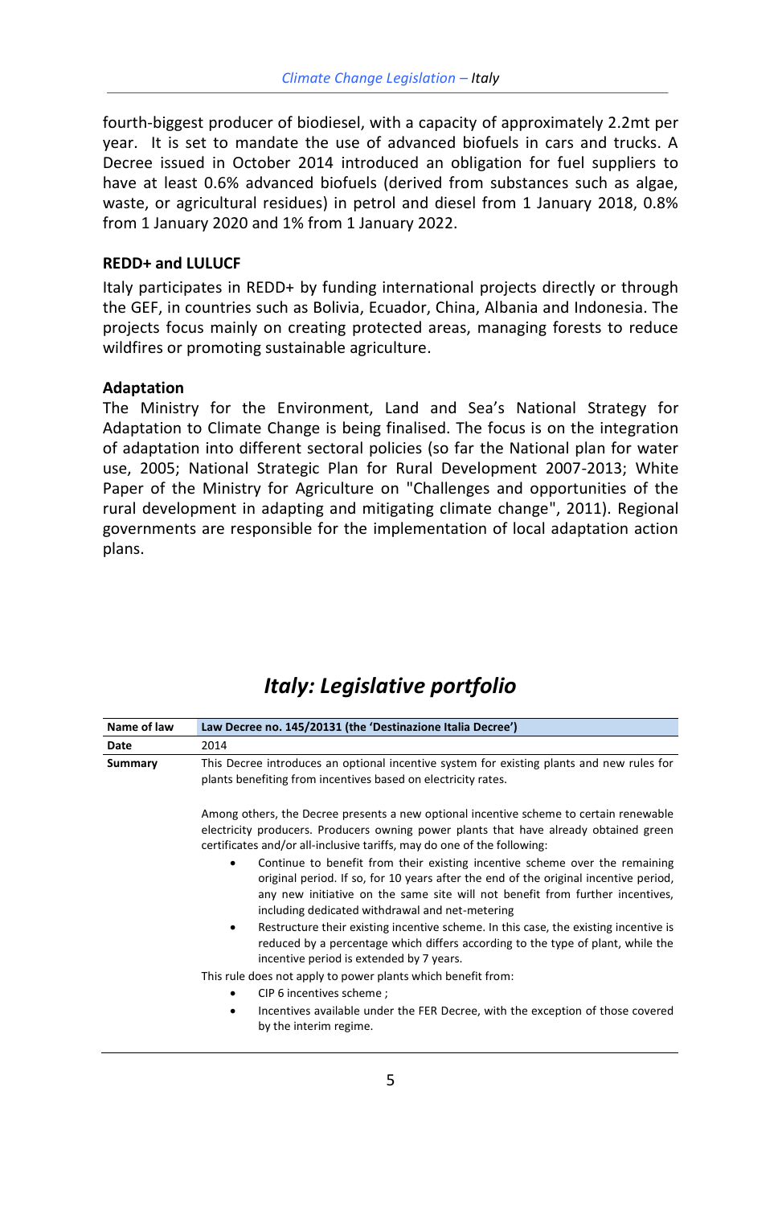fourth-biggest producer of biodiesel, with a capacity of approximately 2.2mt per year. It is set to mandate the use of advanced biofuels in cars and trucks. A Decree issued in October 2014 introduced an obligation for fuel suppliers to have at least 0.6% advanced biofuels (derived from substances such as algae, waste, or agricultural residues) in petrol and diesel from 1 January 2018, 0.8% from 1 January 2020 and 1% from 1 January 2022.

**REDD+ and LULUCF**

Italy participates in REDD+ by funding international projects directly or through the GEF, in countries such as Bolivia, Ecuador, China, Albania and Indonesia. The projects focus mainly on creating protected areas, managing forests to reduce wildfires or promoting sustainable agriculture.

**Adaptation**

The Ministry for the Environment, Land and Sea's National Strategy for Adaptation to Climate Change is being finalised. The focus is on the integration of adaptation into different sectoral policies (so far the National plan for water use, 2005; National Strategic Plan for Rural Development 2007-2013; White Paper of the Ministry for Agriculture on "Challenges and opportunities of the rural development in adapting and mitigating climate change", 2011). Regional governments are responsible for the implementation of local adaptation action plans.

# *Italy: Legislative portfolio*

| **Name of law** | **Law Decree no. 145/20131 (the 'Destinazione Italia Decree')** |
|---|---|
| **Date** | 2014 |
| **Summary** | This Decree introduces an optional incentive system for existing plants and new rules for plants benefiting from incentives based on electricity rates.<br><br>Among others, the Decree presents a new optional incentive scheme to certain renewable electricity producers. Producers owning power plants that have already obtained green certificates and/or all-inclusive tariffs, may do one of the following:<br>• Continue to benefit from their existing incentive scheme over the remaining original period. If so, for 10 years after the end of the original incentive period, any new initiative on the same site will not benefit from further incentives, including dedicated withdrawal and net-metering<br>• Restructure their existing incentive scheme. In this case, the existing incentive is reduced by a percentage which differs according to the type of plant, while the incentive period is extended by 7 years.<br>This rule does not apply to power plants which benefit from:<br>• CIP 6 incentives scheme ;<br>• Incentives available under the FER Decree, with the exception of those covered by the interim regime. |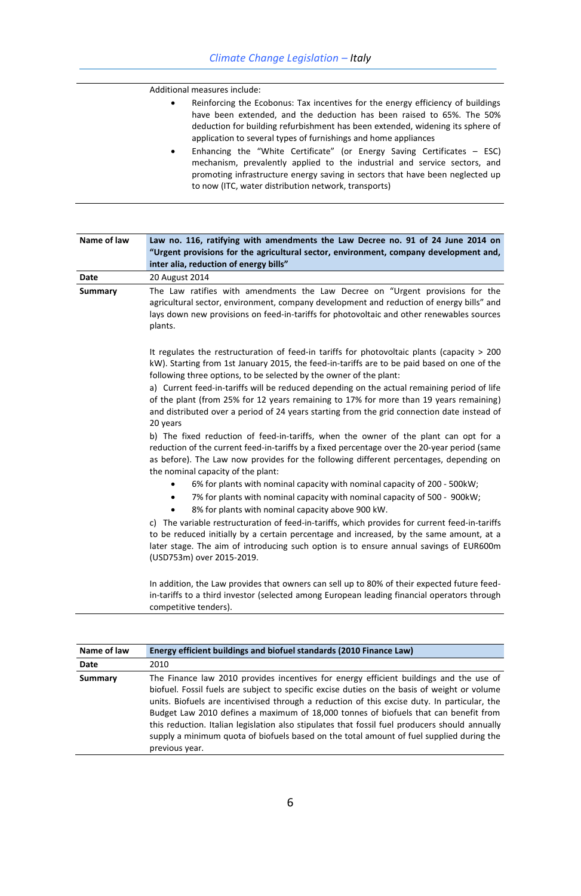| | |
|---|---|
| | Additional measures include:<br>• Reinforcing the Ecobonus: Tax incentives for the energy efficiency of buildings have been extended, and the deduction has been raised to 65%. The 50% deduction for building refurbishment has been extended, widening its sphere of application to several types of furnishings and home appliances<br>• Enhancing the "White Certificate" (or Energy Saving Certificates – ESC) mechanism, prevalently applied to the industrial and service sectors, and promoting infrastructure energy saving in sectors that have been neglected up to now (ITC, water distribution network, transports) |

| **Name of law** | **Law no. 116, ratifying with amendments the Law Decree no. 91 of 24 June 2014 on "Urgent provisions for the agricultural sector, environment, company development and, inter alia, reduction of energy bills"** |
|---|---|
| **Date** | 20 August 2014 |
| **Summary** | The Law ratifies with amendments the Law Decree on "Urgent provisions for the agricultural sector, environment, company development and reduction of energy bills" and lays down new provisions on feed-in-tariffs for photovoltaic and other renewables sources plants.<br><br>It regulates the restructuration of feed-in tariffs for photovoltaic plants (capacity > 200 kW). Starting from 1st January 2015, the feed-in-tariffs are to be paid based on one of the following three options, to be selected by the owner of the plant:<br>a) Current feed-in-tariffs will be reduced depending on the actual remaining period of life of the plant (from 25% for 12 years remaining to 17% for more than 19 years remaining) and distributed over a period of 24 years starting from the grid connection date instead of 20 years<br>b) The fixed reduction of feed-in-tariffs, when the owner of the plant can opt for a reduction of the current feed-in-tariffs by a fixed percentage over the 20-year period (same as before). The Law now provides for the following different percentages, depending on the nominal capacity of the plant:<br>• 6% for plants with nominal capacity with nominal capacity of 200 - 500kW;<br>• 7% for plants with nominal capacity with nominal capacity of 500 - 900kW;<br>• 8% for plants with nominal capacity above 900 kW.<br>c) The variable restructuration of feed-in-tariffs, which provides for current feed-in-tariffs to be reduced initially by a certain percentage and increased, by the same amount, at a later stage. The aim of introducing such option is to ensure annual savings of EUR600m (USD753m) over 2015-2019.<br><br>In addition, the Law provides that owners can sell up to 80% of their expected future feed-in-tariffs to a third investor (selected among European leading financial operators through competitive tenders). |

| **Name of law** | **Energy efficient buildings and biofuel standards (2010 Finance Law)** |
|---|---|
| **Date** | 2010 |
| **Summary** | The Finance law 2010 provides incentives for energy efficient buildings and the use of biofuel. Fossil fuels are subject to specific excise duties on the basis of weight or volume units. Biofuels are incentivised through a reduction of this excise duty. In particular, the Budget Law 2010 defines a maximum of 18,000 tonnes of biofuels that can benefit from this reduction. Italian legislation also stipulates that fossil fuel producers should supply annually a minimum quota of biofuels based on the total amount of fuel supplied during the previous year. |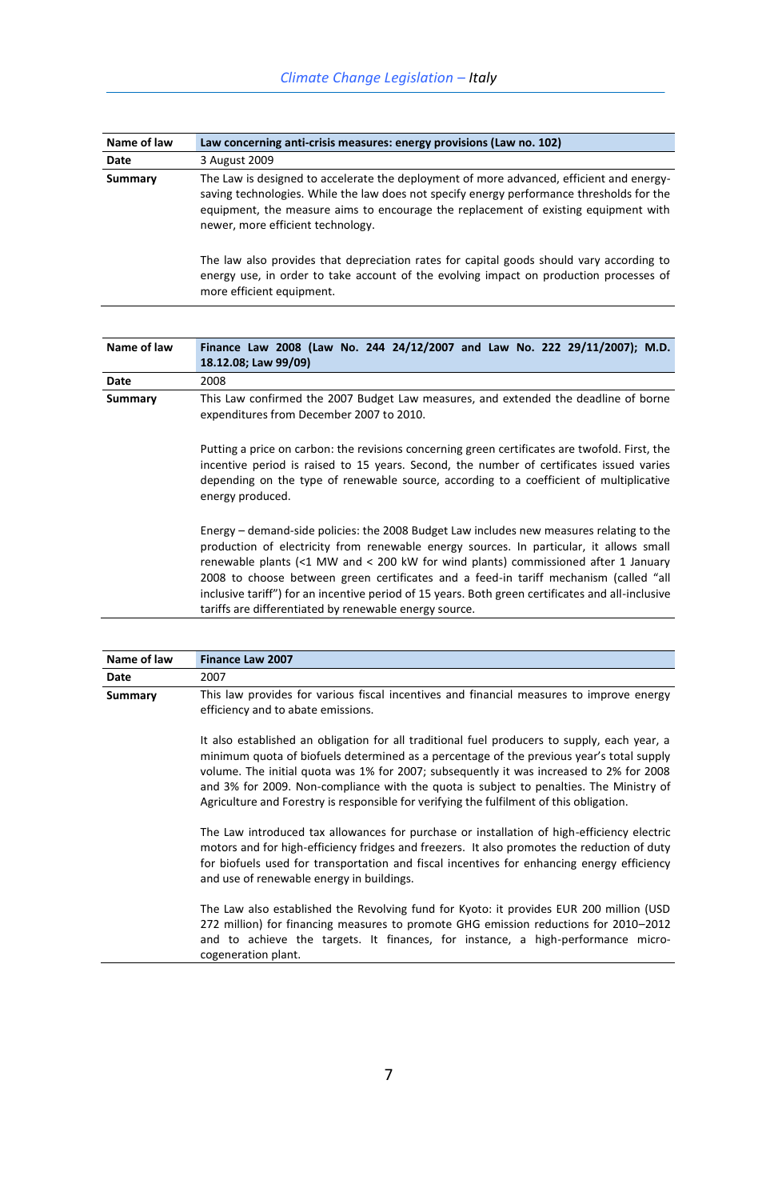| Name of law | Law concerning anti-crisis measures: energy provisions (Law no. 102) |
|---|---|
| **Date** | 3 August 2009 |
| **Summary** | The Law is designed to accelerate the deployment of more advanced, efficient and energy-saving technologies. While the law does not specify energy performance thresholds for the equipment, the measure aims to encourage the replacement of existing equipment with newer, more efficient technology.<br><br>The law also provides that depreciation rates for capital goods should vary according to energy use, in order to take account of the evolving impact on production processes of more efficient equipment. |

| Name of law | Finance Law 2008 (Law No. 244 24/12/2007 and Law No. 222 29/11/2007); M.D. 18.12.08; Law 99/09) |
|---|---|
| **Date** | 2008 |
| **Summary** | This Law confirmed the 2007 Budget Law measures, and extended the deadline of borne expenditures from December 2007 to 2010.<br><br>Putting a price on carbon: the revisions concerning green certificates are twofold. First, the incentive period is raised to 15 years. Second, the number of certificates issued varies depending on the type of renewable source, according to a coefficient of multiplicative energy produced.<br><br>Energy – demand-side policies: the 2008 Budget Law includes new measures relating to the production of electricity from renewable energy sources. In particular, it allows small renewable plants (<1 MW and < 200 kW for wind plants) commissioned after 1 January 2008 to choose between green certificates and a feed-in tariff mechanism (called "all inclusive tariff") for an incentive period of 15 years. Both green certificates and all-inclusive tariffs are differentiated by renewable energy source. |

| Name of law | Finance Law 2007 |
|---|---|
| **Date** | 2007 |
| **Summary** | This law provides for various fiscal incentives and financial measures to improve energy efficiency and to abate emissions.<br><br>It also established an obligation for all traditional fuel producers to supply, each year, a minimum quota of biofuels determined as a percentage of the previous year's total supply volume. The initial quota was 1% for 2007; subsequently it was increased to 2% for 2008 and 3% for 2009. Non-compliance with the quota is subject to penalties. The Ministry of Agriculture and Forestry is responsible for verifying the fulfilment of this obligation.<br><br>The Law introduced tax allowances for purchase or installation of high-efficiency electric motors and for high-efficiency fridges and freezers. It also promotes the reduction of duty for biofuels used for transportation and fiscal incentives for enhancing energy efficiency and use of renewable energy in buildings.<br><br>The Law also established the Revolving fund for Kyoto: it provides EUR 200 million (USD 272 million) for financing measures to promote GHG emission reductions for 2010–2012 and to achieve the targets. It finances, for instance, a high-performance micro-cogeneration plant. |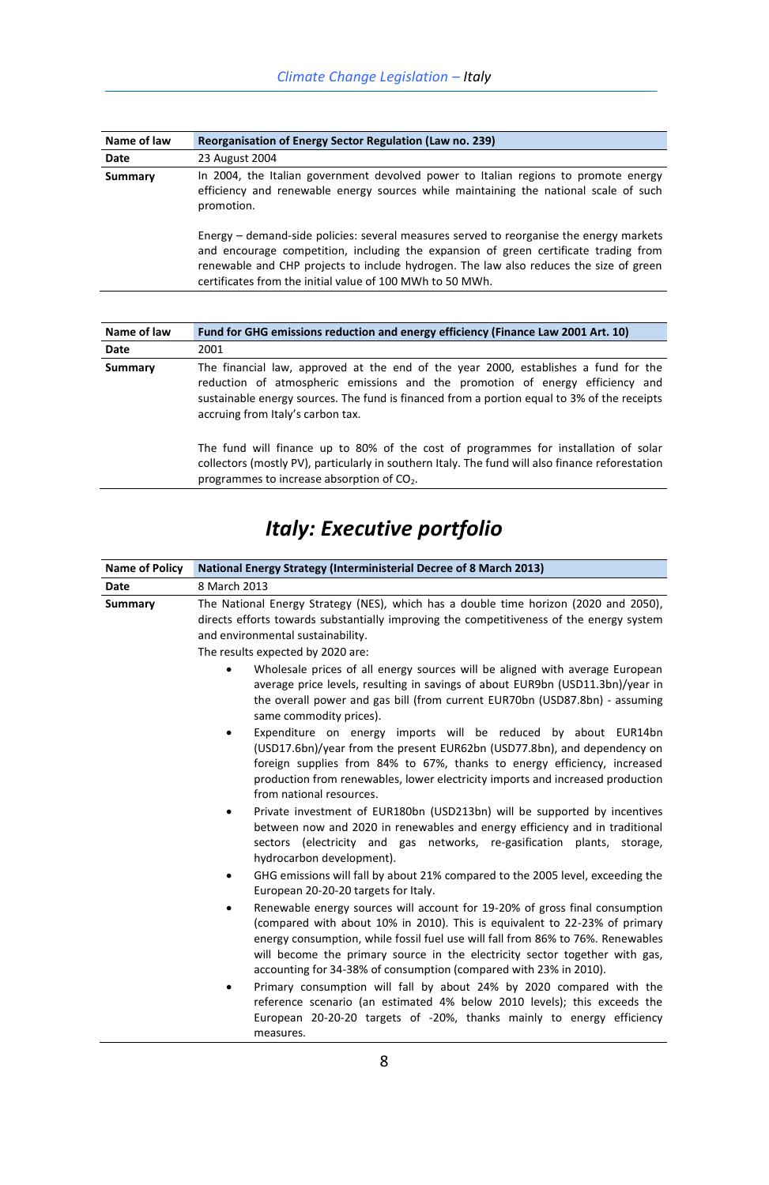| Name of law | Reorganisation of Energy Sector Regulation (Law no. 239) |
|---|---|
| Date | 23 August 2004 |
| Summary | In 2004, the Italian government devolved power to Italian regions to promote energy efficiency and renewable energy sources while maintaining the national scale of such promotion.<br><br>Energy – demand-side policies: several measures served to reorganise the energy markets and encourage competition, including the expansion of green certificate trading from renewable and CHP projects to include hydrogen. The law also reduces the size of green certificates from the initial value of 100 MWh to 50 MWh. |

| Name of law | Fund for GHG emissions reduction and energy efficiency (Finance Law 2001 Art. 10) |
|---|---|
| Date | 2001 |
| Summary | The financial law, approved at the end of the year 2000, establishes a fund for the reduction of atmospheric emissions and the promotion of energy efficiency and sustainable energy sources. The fund is financed from a portion equal to 3% of the receipts accruing from Italy's carbon tax.<br><br>The fund will finance up to 80% of the cost of programmes for installation of solar collectors (mostly PV), particularly in southern Italy. The fund will also finance reforestation programmes to increase absorption of $CO_2$. |

# Italy: Executive portfolio

| Name of Policy | National Energy Strategy (Interministerial Decree of 8 March 2013) |
|---|---|
| Date | 8 March 2013 |
| Summary | The National Energy Strategy (NES), which has a double time horizon (2020 and 2050), directs efforts towards substantially improving the competitiveness of the energy system and environmental sustainability.<br>The results expected by 2020 are:<br>• Wholesale prices of all energy sources will be aligned with average European average price levels, resulting in savings of about EUR9bn (USD11.3bn)/year in the overall power and gas bill (from current EUR70bn (USD87.8bn) - assuming same commodity prices).<br>• Expenditure on energy imports will be reduced by about EUR14bn (USD17.6bn)/year from the present EUR62bn (USD77.8bn), and dependency on foreign supplies from 84% to 67%, thanks to energy efficiency, increased production from renewables, lower electricity imports and increased production from national resources.<br>• Private investment of EUR180bn (USD213bn) will be supported by incentives between now and 2020 in renewables and energy efficiency and in traditional sectors (electricity and gas networks, re-gasification plants, storage, hydrocarbon development).<br>• GHG emissions will fall by about 21% compared to the 2005 level, exceeding the European 20-20-20 targets for Italy.<br>• Renewable energy sources will account for 19-20% of gross final consumption (compared with about 10% in 2010). This is equivalent to 22-23% of primary energy consumption, while fossil fuel use will fall from 86% to 76%. Renewables will become the primary source in the electricity sector together with gas, accounting for 34-38% of consumption (compared with 23% in 2010).<br>• Primary consumption will fall by about 24% by 2020 compared with the reference scenario (an estimated 4% below 2010 levels); this exceeds the European 20-20-20 targets of -20%, thanks mainly to energy efficiency measures. |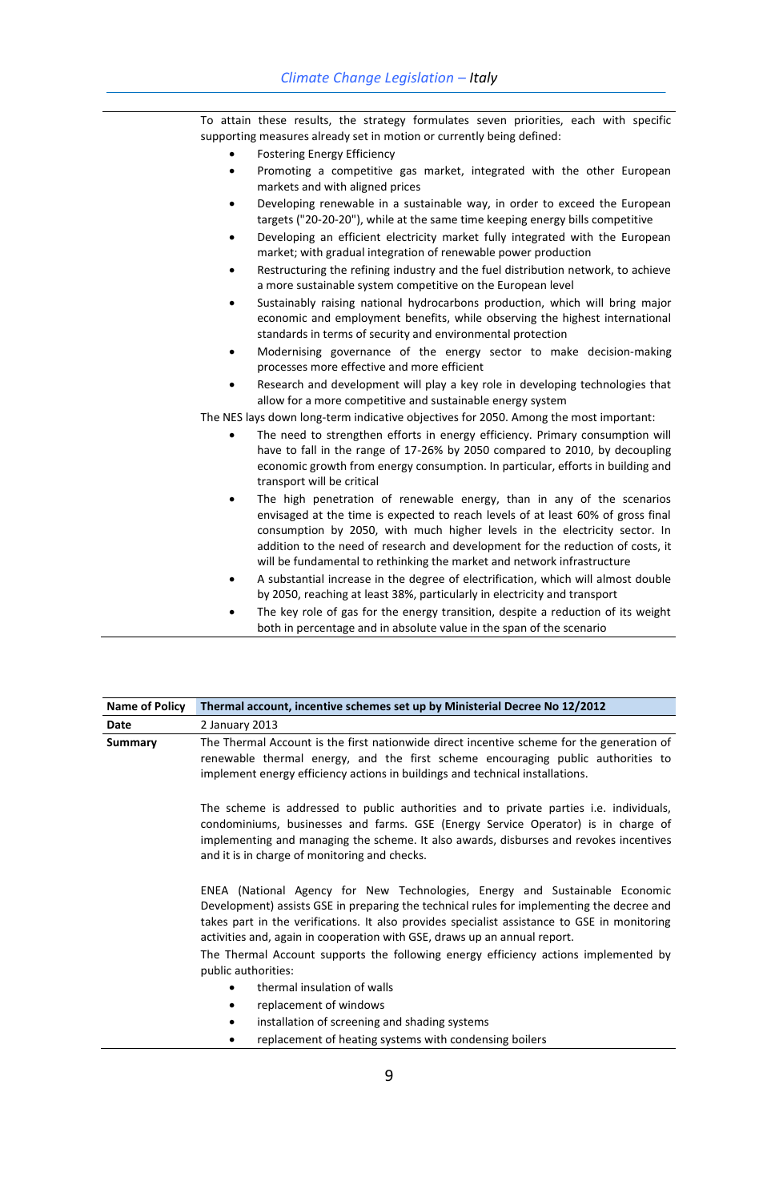| | |
|---|---|
| | To attain these results, the strategy formulates seven priorities, each with specific supporting measures already set in motion or currently being defined:<br>• Fostering Energy Efficiency<br>• Promoting a competitive gas market, integrated with the other European markets and with aligned prices<br>• Developing renewable in a sustainable way, in order to exceed the European targets ("20-20-20"), while at the same time keeping energy bills competitive<br>• Developing an efficient electricity market fully integrated with the European market; with gradual integration of renewable power production<br>• Restructuring the refining industry and the fuel distribution network, to achieve a more sustainable system competitive on the European level<br>• Sustainably raising national hydrocarbons production, which will bring major economic and employment benefits, while observing the highest international standards in terms of security and environmental protection<br>• Modernising governance of the energy sector to make decision-making processes more effective and more efficient<br>• Research and development will play a key role in developing technologies that allow for a more competitive and sustainable energy system<br>The NES lays down long-term indicative objectives for 2050. Among the most important:<br>• The need to strengthen efforts in energy efficiency. Primary consumption will have to fall in the range of 17-26% by 2050 compared to 2010, by decoupling economic growth from energy consumption. In particular, efforts in building and transport will be critical<br>• The high penetration of renewable energy, than in any of the scenarios envisaged at the time is expected to reach levels of at least 60% of gross final consumption by 2050, with much higher levels in the electricity sector. In addition to the need of research and development for the reduction of costs, it will be fundamental to rethinking the market and network infrastructure<br>• A substantial increase in the degree of electrification, which will almost double by 2050, reaching at least 38%, particularly in electricity and transport<br>• The key role of gas for the energy transition, despite a reduction of its weight both in percentage and in absolute value in the span of the scenario |

| **Name of Policy** | **Thermal account, incentive schemes set up by Ministerial Decree No 12/2012** |
|---|---|
| **Date** | 2 January 2013 |
| **Summary** | The Thermal Account is the first nationwide direct incentive scheme for the generation of renewable thermal energy, and the first scheme encouraging public authorities to implement energy efficiency actions in buildings and technical installations.<br><br>The scheme is addressed to public authorities and to private parties i.e. individuals, condominiums, businesses and farms. GSE (Energy Service Operator) is in charge of implementing and managing the scheme. It also awards, disburses and revokes incentives and it is in charge of monitoring and checks.<br><br>ENEA (National Agency for New Technologies, Energy and Sustainable Economic Development) assists GSE in preparing the technical rules for implementing the decree and takes part in the verifications. It also provides specialist assistance to GSE in monitoring activities and, again in cooperation with GSE, draws up an annual report.<br>The Thermal Account supports the following energy efficiency actions implemented by public authorities:<br>• thermal insulation of walls<br>• replacement of windows<br>• installation of screening and shading systems<br>• replacement of heating systems with condensing boilers |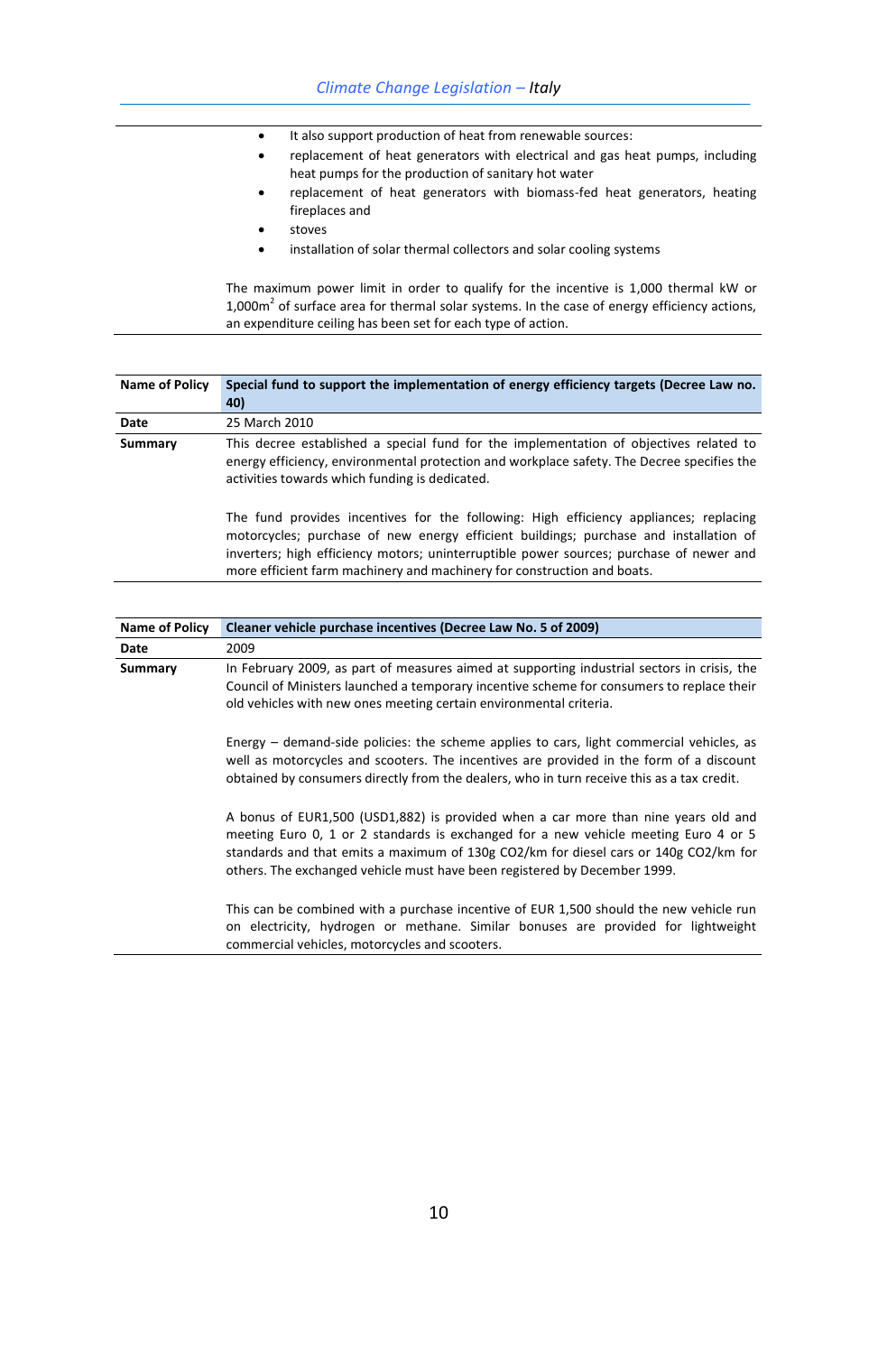| | |
|---|---|
| | • It also support production of heat from renewable sources:<br>• replacement of heat generators with electrical and gas heat pumps, including heat pumps for the production of sanitary hot water<br>• replacement of heat generators with biomass-fed heat generators, heating fireplaces and<br>• stoves<br>• installation of solar thermal collectors and solar cooling systems<br><br>The maximum power limit in order to qualify for the incentive is 1,000 thermal kW or 1,000m$^2$ of surface area for thermal solar systems. In the case of energy efficiency actions, an expenditure ceiling has been set for each type of action. |

| **Name of Policy** | **Special fund to support the implementation of energy efficiency targets (Decree Law no. 40)** |
|---|---|
| **Date** | 25 March 2010 |
| **Summary** | This decree established a special fund for the implementation of objectives related to energy efficiency, environmental protection and workplace safety. The Decree specifies the activities towards which funding is dedicated.<br><br>The fund provides incentives for the following: High efficiency appliances; replacing motorcycles; purchase of new energy efficient buildings; purchase and installation of inverters; high efficiency motors; uninterruptible power sources; purchase of newer and more efficient farm machinery and machinery for construction and boats. |

| **Name of Policy** | **Cleaner vehicle purchase incentives (Decree Law No. 5 of 2009)** |
|---|---|
| **Date** | 2009 |
| **Summary** | In February 2009, as part of measures aimed at supporting industrial sectors in crisis, the Council of Ministers launched a temporary incentive scheme for consumers to replace their old vehicles with new ones meeting certain environmental criteria.<br><br>Energy – demand-side policies: the scheme applies to cars, light commercial vehicles, as well as motorcycles and scooters. The incentives are provided in the form of a discount obtained by consumers directly from the dealers, who in turn receive this as a tax credit.<br><br>A bonus of EUR1,500 (USD1,882) is provided when a car more than nine years old and meeting Euro 0, 1 or 2 standards is exchanged for a new vehicle meeting Euro 4 or 5 standards and that emits a maximum of 130g $CO_2$/km for diesel cars or 140g $CO_2$/km for others. The exchanged vehicle must have been registered by December 1999.<br><br>This can be combined with a purchase incentive of EUR 1,500 should the new vehicle run on electricity, hydrogen or methane. Similar bonuses are provided for lightweight commercial vehicles, motorcycles and scooters. |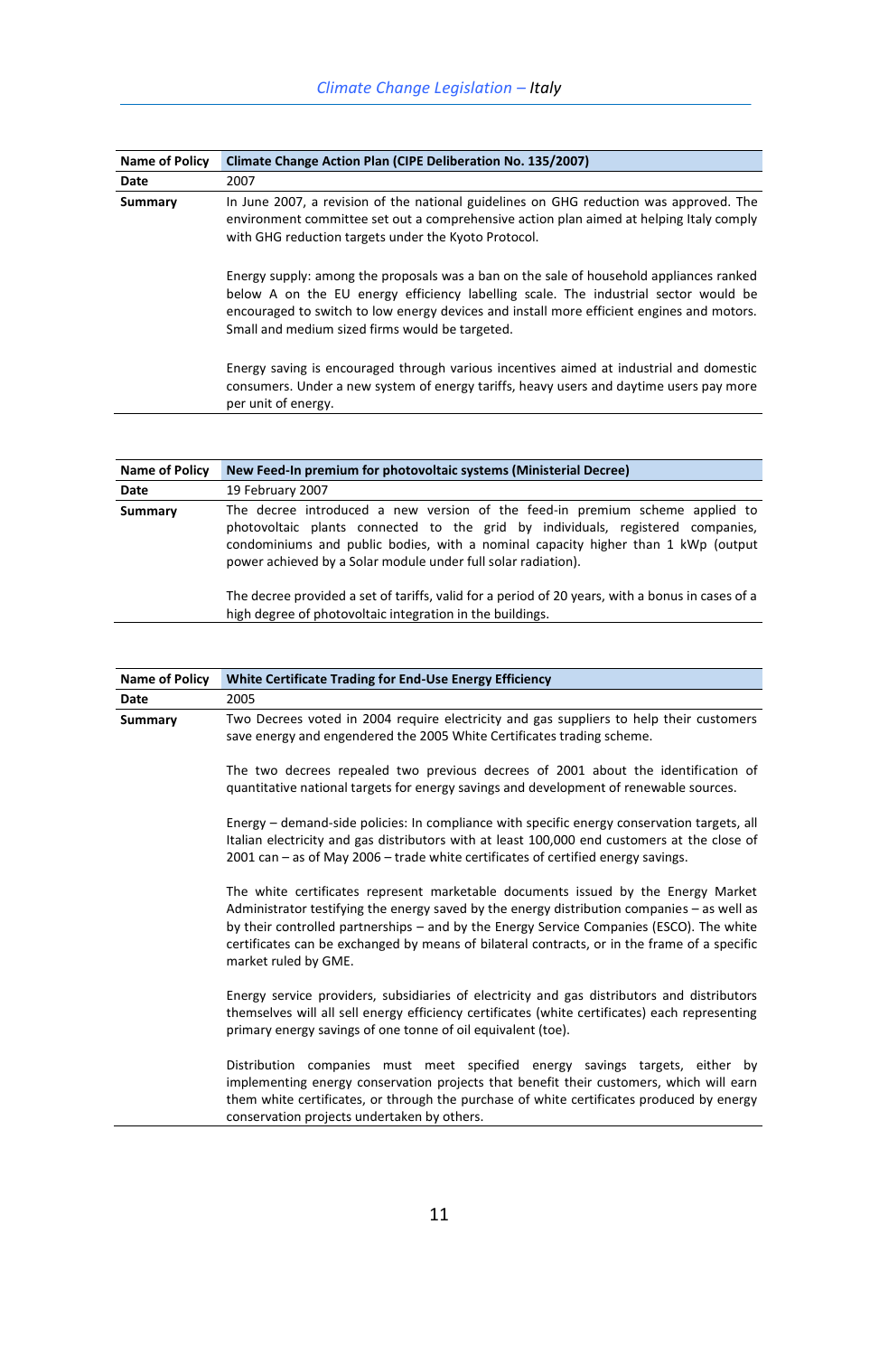| Name of Policy | Climate Change Action Plan (CIPE Deliberation No. 135/2007) |
|---|---|
| Date | 2007 |
| Summary | In June 2007, a revision of the national guidelines on GHG reduction was approved. The environment committee set out a comprehensive action plan aimed at helping Italy comply with GHG reduction targets under the Kyoto Protocol.<br><br>Energy supply: among the proposals was a ban on the sale of household appliances ranked below A on the EU energy efficiency labelling scale. The industrial sector would be encouraged to switch to low energy devices and install more efficient engines and motors. Small and medium sized firms would be targeted.<br><br>Energy saving is encouraged through various incentives aimed at industrial and domestic consumers. Under a new system of energy tariffs, heavy users and daytime users pay more per unit of energy. |

| Name of Policy | New Feed-In premium for photovoltaic systems (Ministerial Decree) |
|---|---|
| Date | 19 February 2007 |
| Summary | The decree introduced a new version of the feed-in premium scheme applied to photovoltaic plants connected to the grid by individuals, registered companies, condominiums and public bodies, with a nominal capacity higher than 1 kWp (output power achieved by a Solar module under full solar radiation).<br><br>The decree provided a set of tariffs, valid for a period of 20 years, with a bonus in cases of a high degree of photovoltaic integration in the buildings. |

| Name of Policy | White Certificate Trading for End-Use Energy Efficiency |
|---|---|
| Date | 2005 |
| Summary | Two Decrees voted in 2004 require electricity and gas suppliers to help their customers save energy and engendered the 2005 White Certificates trading scheme.<br><br>The two decrees repealed two previous decrees of 2001 about the identification of quantitative national targets for energy savings and development of renewable sources.<br><br>Energy – demand-side policies: In compliance with specific energy conservation targets, all Italian electricity and gas distributors with at least 100,000 end customers at the close of 2001 can – as of May 2006 – trade white certificates of certified energy savings.<br><br>The white certificates represent marketable documents issued by the Energy Market Administrator testifying the energy saved by the energy distribution companies – as well as by their controlled partnerships – and by the Energy Service Companies (ESCO). The white certificates can be exchanged by means of bilateral contracts, or in the frame of a specific market ruled by GME.<br><br>Energy service providers, subsidiaries of electricity and gas distributors and distributors themselves will all sell energy efficiency certificates (white certificates) each representing primary energy savings of one tonne of oil equivalent (toe).<br><br>Distribution companies must meet specified energy savings targets, either by implementing energy conservation projects that benefit their customers, which will earn them white certificates, or through the purchase of white certificates produced by energy conservation projects undertaken by others. |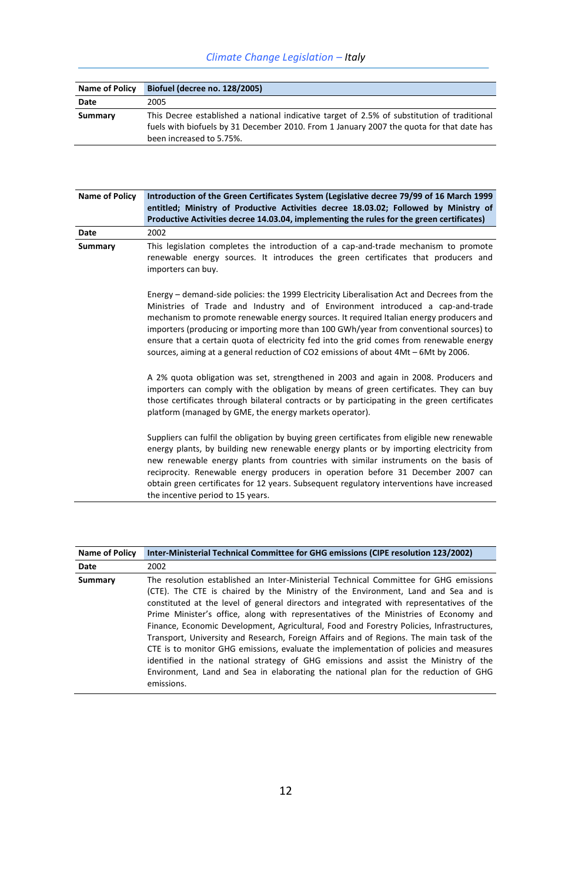| Name of Policy | Biofuel (decree no. 128/2005) |
|---|---|
| Date | 2005 |
| Summary | This Decree established a national indicative target of 2.5% of substitution of traditional fuels with biofuels by 31 December 2010. From 1 January 2007 the quota for that date has been increased to 5.75%. |

| Name of Policy | Introduction of the Green Certificates System (Legislative decree 79/99 of 16 March 1999 entitled; Ministry of Productive Activities decree 18.03.02; Followed by Ministry of Productive Activities decree 14.03.04, implementing the rules for the green certificates) |
|---|---|
| Date | 2002 |
| Summary | This legislation completes the introduction of a cap-and-trade mechanism to promote renewable energy sources. It introduces the green certificates that producers and importers can buy.<br><br>Energy – demand-side policies: the 1999 Electricity Liberalisation Act and Decrees from the Ministries of Trade and Industry and of Environment introduced a cap-and-trade mechanism to promote renewable energy sources. It required Italian energy producers and importers (producing or importing more than 100 GWh/year from conventional sources) to ensure that a certain quota of electricity fed into the grid comes from renewable energy sources, aiming at a general reduction of CO2 emissions of about 4Mt – 6Mt by 2006.<br><br>A 2% quota obligation was set, strengthened in 2003 and again in 2008. Producers and importers can comply with the obligation by means of green certificates. They can buy those certificates through bilateral contracts or by participating in the green certificates platform (managed by GME, the energy markets operator).<br><br>Suppliers can fulfil the obligation by buying green certificates from eligible new renewable energy plants, by building new renewable energy plants or by importing electricity from new renewable energy plants from countries with similar instruments on the basis of reciprocity. Renewable energy producers in operation before 31 December 2007 can obtain green certificates for 12 years. Subsequent regulatory interventions have increased the incentive period to 15 years. |

| Name of Policy | Inter-Ministerial Technical Committee for GHG emissions (CIPE resolution 123/2002) |
|---|---|
| Date | 2002 |
| Summary | The resolution established an Inter-Ministerial Technical Committee for GHG emissions (CTE). The CTE is chaired by the Ministry of the Environment, Land and Sea and is constituted at the level of general directors and integrated with representatives of the Prime Minister's office, along with representatives of the Ministries of Economy and Finance, Economic Development, Agricultural, Food and Forestry Policies, Infrastructures, Transport, University and Research, Foreign Affairs and of Regions. The main task of the CTE is to monitor GHG emissions, evaluate the implementation of policies and measures identified in the national strategy of GHG emissions and assist the Ministry of the Environment, Land and Sea in elaborating the national plan for the reduction of GHG emissions. |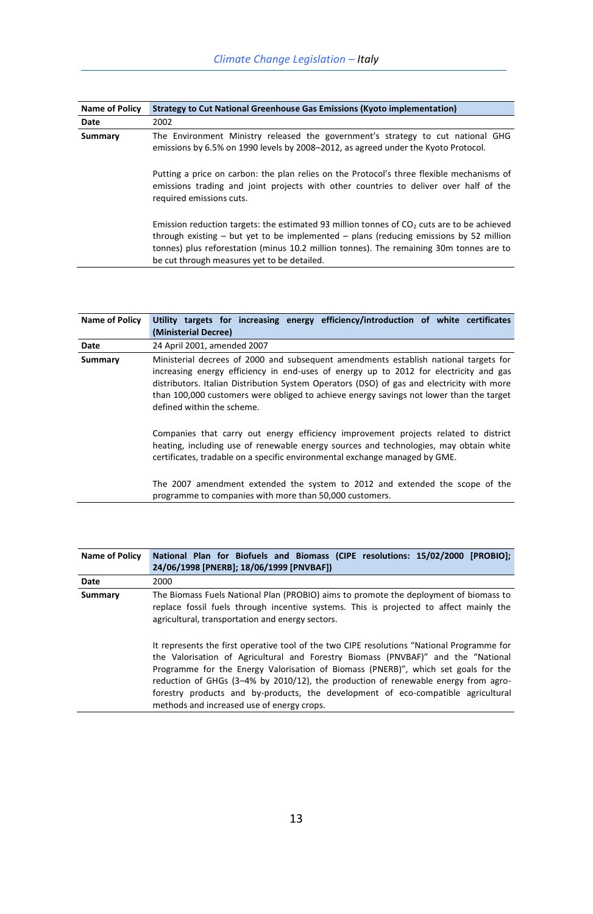| Name of Policy | **Strategy to Cut National Greenhouse Gas Emissions (Kyoto implementation)** |
|---|---|
| **Date** | 2002 |
| **Summary** | The Environment Ministry released the government's strategy to cut national GHG emissions by 6.5% on 1990 levels by 2008–2012, as agreed under the Kyoto Protocol.<br><br>Putting a price on carbon: the plan relies on the Protocol's three flexible mechanisms of emissions trading and joint projects with other countries to deliver over half of the required emissions cuts.<br><br>Emission reduction targets: the estimated 93 million tonnes of $CO_2$ cuts are to be achieved through existing – but yet to be implemented – plans (reducing emissions by 52 million tonnes) plus reforestation (minus 10.2 million tonnes). The remaining 30m tonnes are to be cut through measures yet to be detailed. |

| Name of Policy | **Utility targets for increasing energy efficiency/introduction of white certificates (Ministerial Decree)** |
|---|---|
| **Date** | 24 April 2001, amended 2007 |
| **Summary** | Ministerial decrees of 2000 and subsequent amendments establish national targets for increasing energy efficiency in end-uses of energy up to 2012 for electricity and gas distributors. Italian Distribution System Operators (DSO) of gas and electricity with more than 100,000 customers were obliged to achieve energy savings not lower than the target defined within the scheme.<br><br>Companies that carry out energy efficiency improvement projects related to district heating, including use of renewable energy sources and technologies, may obtain white certificates, tradable on a specific environmental exchange managed by GME.<br><br>The 2007 amendment extended the system to 2012 and extended the scope of the programme to companies with more than 50,000 customers. |

| Name of Policy | **National Plan for Biofuels and Biomass (CIPE resolutions: 15/02/2000 [PROBIO]; 24/06/1998 [PNERB]; 18/06/1999 [PNVBAF])** |
|---|---|
| **Date** | 2000 |
| **Summary** | The Biomass Fuels National Plan (PROBIO) aims to promote the deployment of biomass to replace fossil fuels through incentive systems. This is projected to affect mainly the agricultural, transportation and energy sectors.<br><br>It represents the first operative tool of the two CIPE resolutions "National Programme for the Valorisation of Agricultural and Forestry Biomass (PNVBAF)" and the "National Programme for the Energy Valorisation of Biomass (PNERB)", which set goals for the reduction of GHGs (3–4% by 2010/12), the production of renewable energy from agro-forestry products and by-products, the development of eco-compatible agricultural methods and increased use of energy crops. |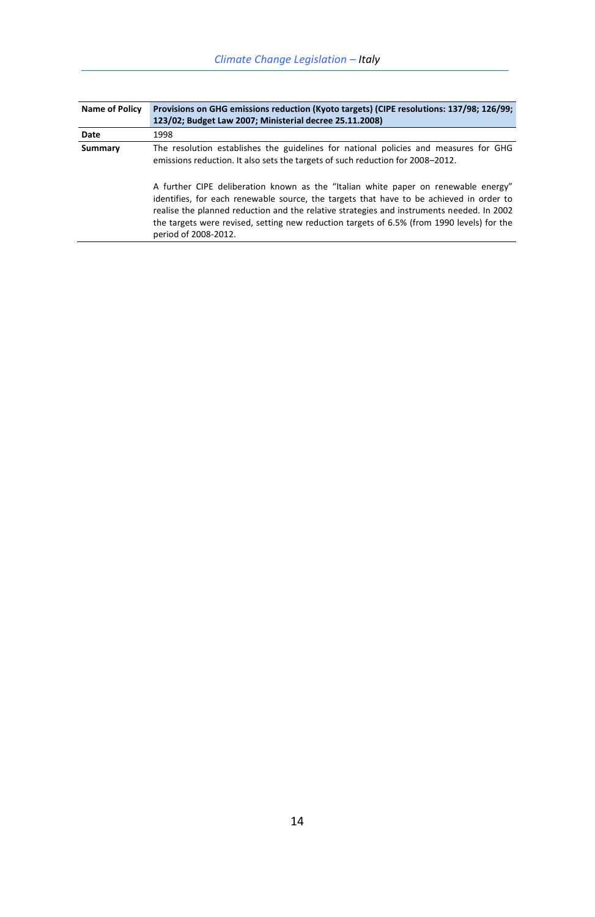| | |
|---|---|
| **Name of Policy** | **Provisions on GHG emissions reduction (Kyoto targets) (CIPE resolutions: 137/98; 126/99; 123/02; Budget Law 2007; Ministerial decree 25.11.2008)** |
| **Date** | 1998 |
| **Summary** | The resolution establishes the guidelines for national policies and measures for GHG emissions reduction. It also sets the targets of such reduction for 2008–2012.<br><br>A further CIPE deliberation known as the "Italian white paper on renewable energy" identifies, for each renewable source, the targets that have to be achieved in order to realise the planned reduction and the relative strategies and instruments needed. In 2002 the targets were revised, setting new reduction targets of 6.5% (from 1990 levels) for the period of 2008-2012. |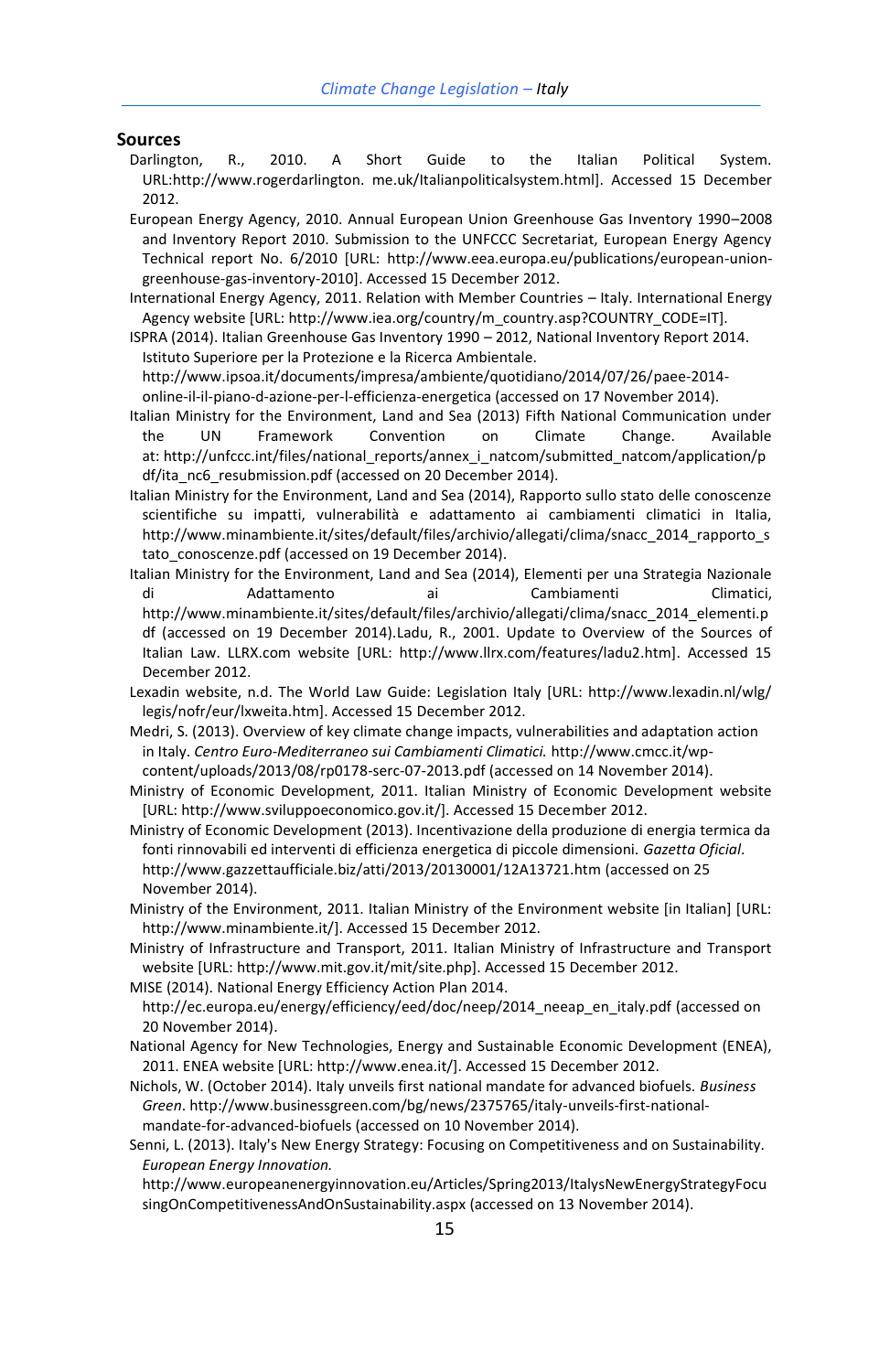## Sources

Darlington, R., 2010. A Short Guide to the Italian Political System. URL:http://www.rogerdarlington. me.uk/Italianpoliticalsystem.html]. Accessed 15 December 2012.

European Energy Agency, 2010. Annual European Union Greenhouse Gas Inventory 1990–2008 and Inventory Report 2010. Submission to the UNFCCC Secretariat, European Energy Agency Technical report No. 6/2010 [URL: http://www.eea.europa.eu/publications/european-union-greenhouse-gas-inventory-2010]. Accessed 15 December 2012.

International Energy Agency, 2011. Relation with Member Countries – Italy. International Energy Agency website [URL: http://www.iea.org/country/m_country.asp?COUNTRY_CODE=IT].

ISPRA (2014). Italian Greenhouse Gas Inventory 1990 – 2012, National Inventory Report 2014. Istituto Superiore per la Protezione e la Ricerca Ambientale. http://www.ipsoa.it/documents/impresa/ambiente/quotidiano/2014/07/26/paee-2014-online-il-il-piano-d-azione-per-l-efficienza-energetica (accessed on 17 November 2014).

Italian Ministry for the Environment, Land and Sea (2013) Fifth National Communication under the UN Framework Convention on Climate Change. Available at: http://unfccc.int/files/national_reports/annex_i_natcom/submitted_natcom/application/pdf/ita_nc6_resubmission.pdf (accessed on 20 December 2014).

Italian Ministry for the Environment, Land and Sea (2014), Rapporto sullo stato delle conoscenze scientifiche su impatti, vulnerabilità e adattamento ai cambiamenti climatici in Italia, http://www.minambiente.it/sites/default/files/archivio/allegati/clima/snacc_2014_rapporto_stato_conoscenze.pdf (accessed on 19 December 2014).

Italian Ministry for the Environment, Land and Sea (2014), Elementi per una Strategia Nazionale di Adattamento ai Cambiamenti Climatici, http://www.minambiente.it/sites/default/files/archivio/allegati/clima/snacc_2014_elementi.pdf (accessed on 19 December 2014).Ladu, R., 2001. Update to Overview of the Sources of Italian Law. LLRX.com website [URL: http://www.llrx.com/features/ladu2.htm]. Accessed 15 December 2012.

Lexadin website, n.d. The World Law Guide: Legislation Italy [URL: http://www.lexadin.nl/wlg/legis/nofr/eur/lxweita.htm]. Accessed 15 December 2012.

Medri, S. (2013). Overview of key climate change impacts, vulnerabilities and adaptation action in Italy. *Centro Euro-Mediterraneo sui Cambiamenti Climatici.* http://www.cmcc.it/wp-content/uploads/2013/08/rp0178-serc-07-2013.pdf (accessed on 14 November 2014).

Ministry of Economic Development, 2011. Italian Ministry of Economic Development website [URL: http://www.sviluppoeconomico.gov.it/]. Accessed 15 December 2012.

Ministry of Economic Development (2013). Incentivazione della produzione di energia termica da fonti rinnovabili ed interventi di efficienza energetica di piccole dimensioni. *Gazetta Oficial*. http://www.gazzettaufficiale.biz/atti/2013/20130001/12A13721.htm (accessed on 25 November 2014).

Ministry of the Environment, 2011. Italian Ministry of the Environment website [in Italian] [URL: http://www.minambiente.it/]. Accessed 15 December 2012.

Ministry of Infrastructure and Transport, 2011. Italian Ministry of Infrastructure and Transport website [URL: http://www.mit.gov.it/mit/site.php]. Accessed 15 December 2012.

MISE (2014). National Energy Efficiency Action Plan 2014. http://ec.europa.eu/energy/efficiency/eed/doc/neep/2014_neeap_en_italy.pdf (accessed on 20 November 2014).

National Agency for New Technologies, Energy and Sustainable Economic Development (ENEA), 2011. ENEA website [URL: http://www.enea.it/]. Accessed 15 December 2012.

Nichols, W. (October 2014). Italy unveils first national mandate for advanced biofuels. *Business Green*. http://www.businessgreen.com/bg/news/2375765/italy-unveils-first-national-mandate-for-advanced-biofuels (accessed on 10 November 2014).

Senni, L. (2013). Italy's New Energy Strategy: Focusing on Competitiveness and on Sustainability. *European Energy Innovation.* http://www.europeanenergyinnovation.eu/Articles/Spring2013/ItalysNewEnergyStrategyFocusingOnCompetitivenessAndOnSustainability.aspx (accessed on 13 November 2014).